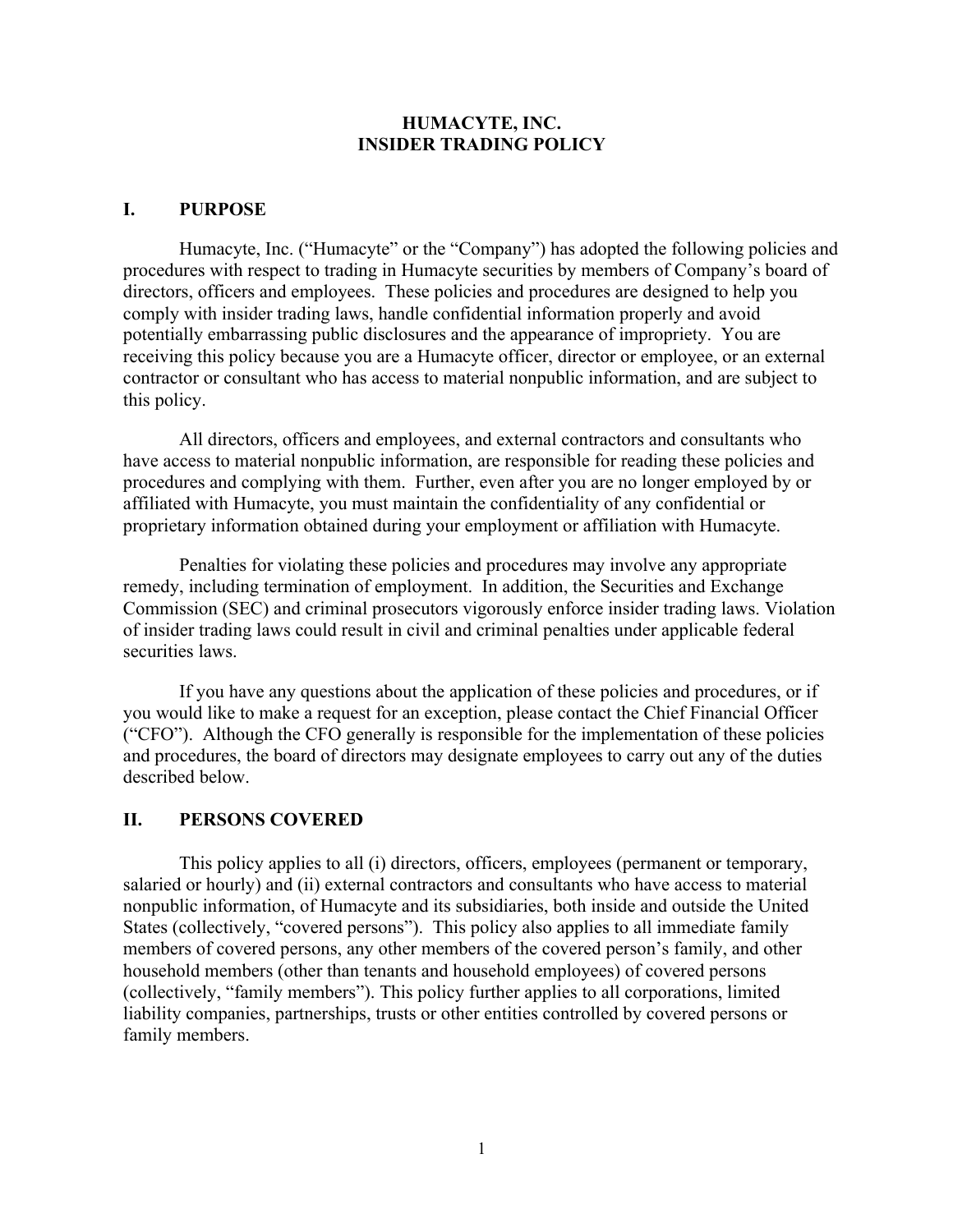# HUMACYTE, INC.
# INSIDER TRADING POLICY

## I. PURPOSE

Humacyte, Inc. ("Humacyte" or the "Company") has adopted the following policies and procedures with respect to trading in Humacyte securities by members of Company's board of directors, officers and employees. These policies and procedures are designed to help you comply with insider trading laws, handle confidential information properly and avoid potentially embarrassing public disclosures and the appearance of impropriety. You are receiving this policy because you are a Humacyte officer, director or employee, or an external contractor or consultant who has access to material nonpublic information, and are subject to this policy.

All directors, officers and employees, and external contractors and consultants who have access to material nonpublic information, are responsible for reading these policies and procedures and complying with them. Further, even after you are no longer employed by or affiliated with Humacyte, you must maintain the confidentiality of any confidential or proprietary information obtained during your employment or affiliation with Humacyte.

Penalties for violating these policies and procedures may involve any appropriate remedy, including termination of employment. In addition, the Securities and Exchange Commission (SEC) and criminal prosecutors vigorously enforce insider trading laws. Violation of insider trading laws could result in civil and criminal penalties under applicable federal securities laws.

If you have any questions about the application of these policies and procedures, or if you would like to make a request for an exception, please contact the Chief Financial Officer ("CFO"). Although the CFO generally is responsible for the implementation of these policies and procedures, the board of directors may designate employees to carry out any of the duties described below.

## II. PERSONS COVERED

This policy applies to all (i) directors, officers, employees (permanent or temporary, salaried or hourly) and (ii) external contractors and consultants who have access to material nonpublic information, of Humacyte and its subsidiaries, both inside and outside the United States (collectively, "covered persons"). This policy also applies to all immediate family members of covered persons, any other members of the covered person's family, and other household members (other than tenants and household employees) of covered persons (collectively, "family members"). This policy further applies to all corporations, limited liability companies, partnerships, trusts or other entities controlled by covered persons or family members.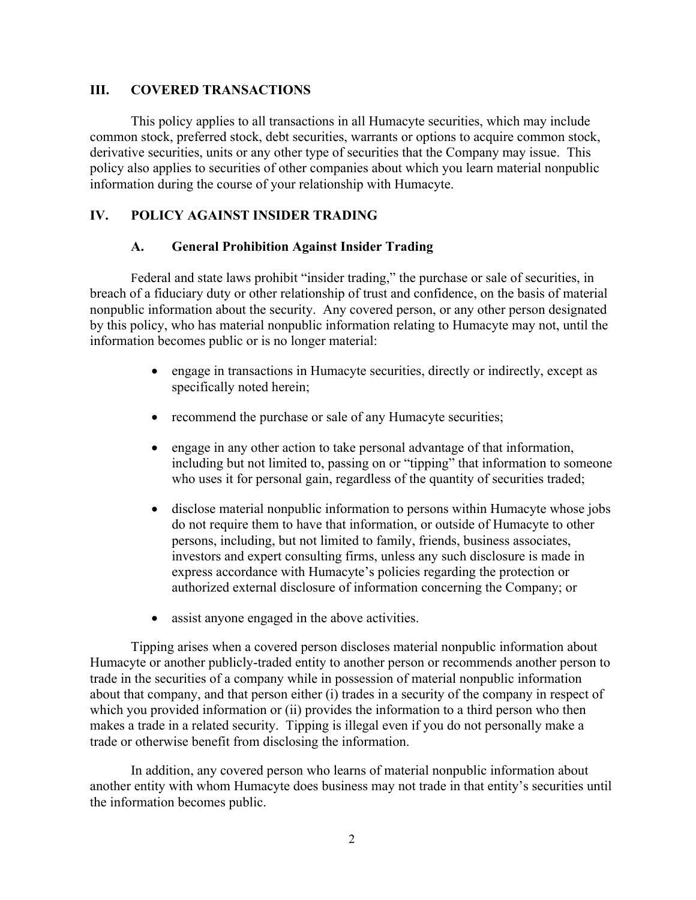## III. COVERED TRANSACTIONS

This policy applies to all transactions in all Humacyte securities, which may include common stock, preferred stock, debt securities, warrants or options to acquire common stock, derivative securities, units or any other type of securities that the Company may issue. This policy also applies to securities of other companies about which you learn material nonpublic information during the course of your relationship with Humacyte.

## IV. POLICY AGAINST INSIDER TRADING

### A. General Prohibition Against Insider Trading

Federal and state laws prohibit "insider trading," the purchase or sale of securities, in breach of a fiduciary duty or other relationship of trust and confidence, on the basis of material nonpublic information about the security. Any covered person, or any other person designated by this policy, who has material nonpublic information relating to Humacyte may not, until the information becomes public or is no longer material:

- engage in transactions in Humacyte securities, directly or indirectly, except as specifically noted herein;
- recommend the purchase or sale of any Humacyte securities;
- engage in any other action to take personal advantage of that information, including but not limited to, passing on or "tipping" that information to someone who uses it for personal gain, regardless of the quantity of securities traded;
- disclose material nonpublic information to persons within Humacyte whose jobs do not require them to have that information, or outside of Humacyte to other persons, including, but not limited to family, friends, business associates, investors and expert consulting firms, unless any such disclosure is made in express accordance with Humacyte's policies regarding the protection or authorized external disclosure of information concerning the Company; or
- assist anyone engaged in the above activities.

Tipping arises when a covered person discloses material nonpublic information about Humacyte or another publicly-traded entity to another person or recommends another person to trade in the securities of a company while in possession of material nonpublic information about that company, and that person either (i) trades in a security of the company in respect of which you provided information or (ii) provides the information to a third person who then makes a trade in a related security. Tipping is illegal even if you do not personally make a trade or otherwise benefit from disclosing the information.

In addition, any covered person who learns of material nonpublic information about another entity with whom Humacyte does business may not trade in that entity's securities until the information becomes public.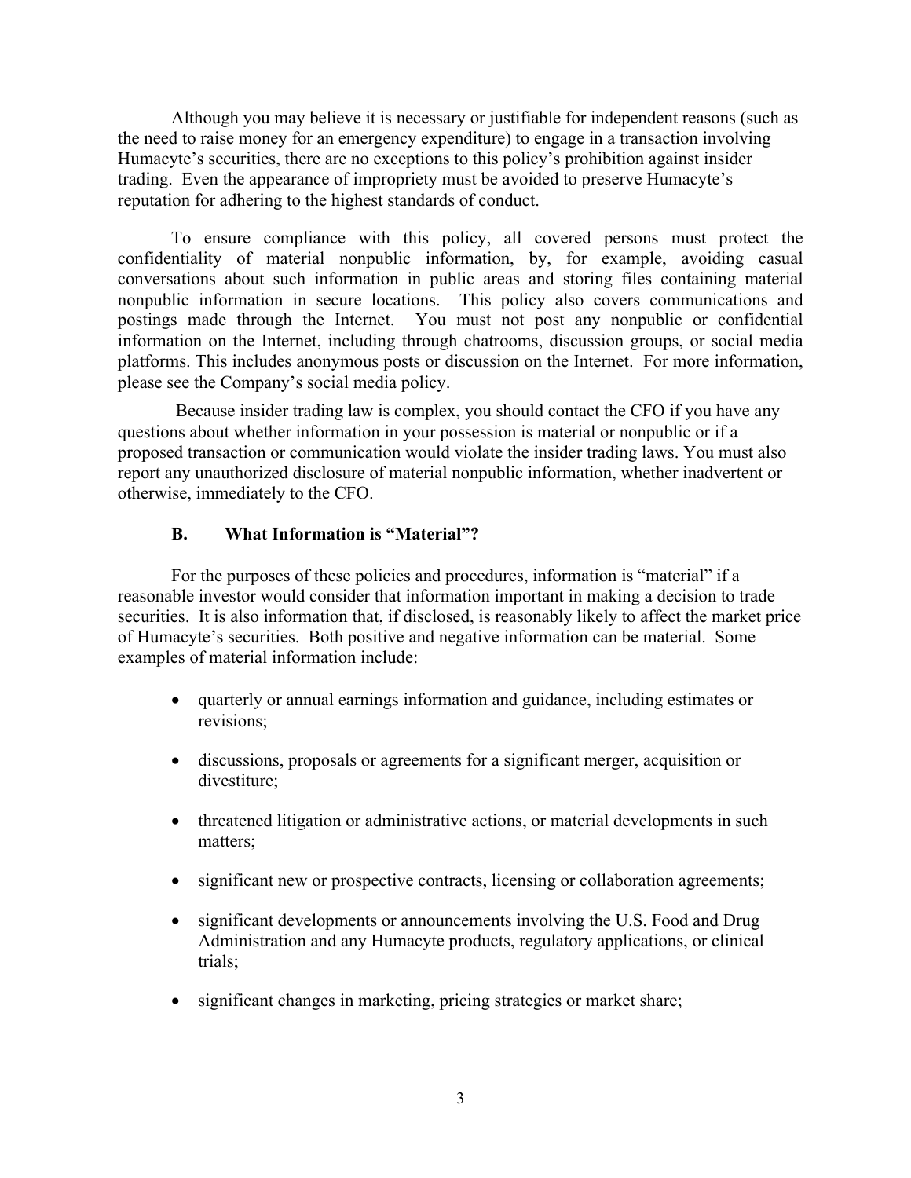Although you may believe it is necessary or justifiable for independent reasons (such as the need to raise money for an emergency expenditure) to engage in a transaction involving Humacyte's securities, there are no exceptions to this policy's prohibition against insider trading. Even the appearance of impropriety must be avoided to preserve Humacyte's reputation for adhering to the highest standards of conduct.

To ensure compliance with this policy, all covered persons must protect the confidentiality of material nonpublic information, by, for example, avoiding casual conversations about such information in public areas and storing files containing material nonpublic information in secure locations. This policy also covers communications and postings made through the Internet. You must not post any nonpublic or confidential information on the Internet, including through chatrooms, discussion groups, or social media platforms. This includes anonymous posts or discussion on the Internet. For more information, please see the Company's social media policy.

Because insider trading law is complex, you should contact the CFO if you have any questions about whether information in your possession is material or nonpublic or if a proposed transaction or communication would violate the insider trading laws. You must also report any unauthorized disclosure of material nonpublic information, whether inadvertent or otherwise, immediately to the CFO.

### B. What Information is "Material"?

For the purposes of these policies and procedures, information is "material" if a reasonable investor would consider that information important in making a decision to trade securities. It is also information that, if disclosed, is reasonably likely to affect the market price of Humacyte's securities. Both positive and negative information can be material. Some examples of material information include:

- quarterly or annual earnings information and guidance, including estimates or revisions;
- discussions, proposals or agreements for a significant merger, acquisition or divestiture;
- threatened litigation or administrative actions, or material developments in such matters;
- significant new or prospective contracts, licensing or collaboration agreements;
- significant developments or announcements involving the U.S. Food and Drug Administration and any Humacyte products, regulatory applications, or clinical trials;
- significant changes in marketing, pricing strategies or market share;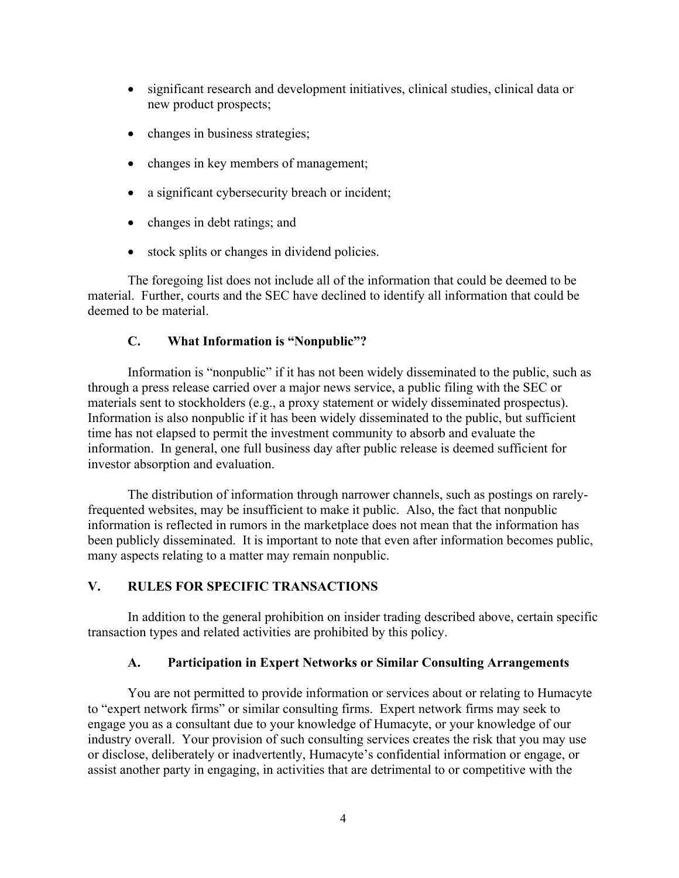- significant research and development initiatives, clinical studies, clinical data or new product prospects;
- changes in business strategies;
- changes in key members of management;
- a significant cybersecurity breach or incident;
- changes in debt ratings; and
- stock splits or changes in dividend policies.

The foregoing list does not include all of the information that could be deemed to be material. Further, courts and the SEC have declined to identify all information that could be deemed to be material.

### C. What Information is "Nonpublic"?

Information is "nonpublic" if it has not been widely disseminated to the public, such as through a press release carried over a major news service, a public filing with the SEC or materials sent to stockholders (e.g., a proxy statement or widely disseminated prospectus). Information is also nonpublic if it has been widely disseminated to the public, but sufficient time has not elapsed to permit the investment community to absorb and evaluate the information. In general, one full business day after public release is deemed sufficient for investor absorption and evaluation.

The distribution of information through narrower channels, such as postings on rarely-frequented websites, may be insufficient to make it public. Also, the fact that nonpublic information is reflected in rumors in the marketplace does not mean that the information has been publicly disseminated. It is important to note that even after information becomes public, many aspects relating to a matter may remain nonpublic.

## V. RULES FOR SPECIFIC TRANSACTIONS

In addition to the general prohibition on insider trading described above, certain specific transaction types and related activities are prohibited by this policy.

### A. Participation in Expert Networks or Similar Consulting Arrangements

You are not permitted to provide information or services about or relating to Humacyte to "expert network firms" or similar consulting firms. Expert network firms may seek to engage you as a consultant due to your knowledge of Humacyte, or your knowledge of our industry overall. Your provision of such consulting services creates the risk that you may use or disclose, deliberately or inadvertently, Humacyte's confidential information or engage, or assist another party in engaging, in activities that are detrimental to or competitive with the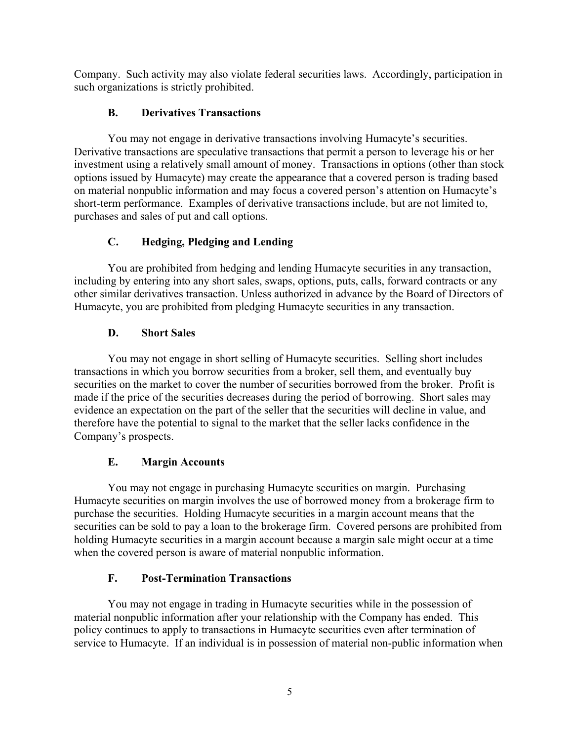Company. Such activity may also violate federal securities laws. Accordingly, participation in such organizations is strictly prohibited.

### B. Derivatives Transactions

You may not engage in derivative transactions involving Humacyte's securities. Derivative transactions are speculative transactions that permit a person to leverage his or her investment using a relatively small amount of money. Transactions in options (other than stock options issued by Humacyte) may create the appearance that a covered person is trading based on material nonpublic information and may focus a covered person's attention on Humacyte's short-term performance. Examples of derivative transactions include, but are not limited to, purchases and sales of put and call options.

### C. Hedging, Pledging and Lending

You are prohibited from hedging and lending Humacyte securities in any transaction, including by entering into any short sales, swaps, options, puts, calls, forward contracts or any other similar derivatives transaction. Unless authorized in advance by the Board of Directors of Humacyte, you are prohibited from pledging Humacyte securities in any transaction.

### D. Short Sales

You may not engage in short selling of Humacyte securities. Selling short includes transactions in which you borrow securities from a broker, sell them, and eventually buy securities on the market to cover the number of securities borrowed from the broker. Profit is made if the price of the securities decreases during the period of borrowing. Short sales may evidence an expectation on the part of the seller that the securities will decline in value, and therefore have the potential to signal to the market that the seller lacks confidence in the Company's prospects.

### E. Margin Accounts

You may not engage in purchasing Humacyte securities on margin. Purchasing Humacyte securities on margin involves the use of borrowed money from a brokerage firm to purchase the securities. Holding Humacyte securities in a margin account means that the securities can be sold to pay a loan to the brokerage firm. Covered persons are prohibited from holding Humacyte securities in a margin account because a margin sale might occur at a time when the covered person is aware of material nonpublic information.

### F. Post-Termination Transactions

You may not engage in trading in Humacyte securities while in the possession of material nonpublic information after your relationship with the Company has ended. This policy continues to apply to transactions in Humacyte securities even after termination of service to Humacyte. If an individual is in possession of material non-public information when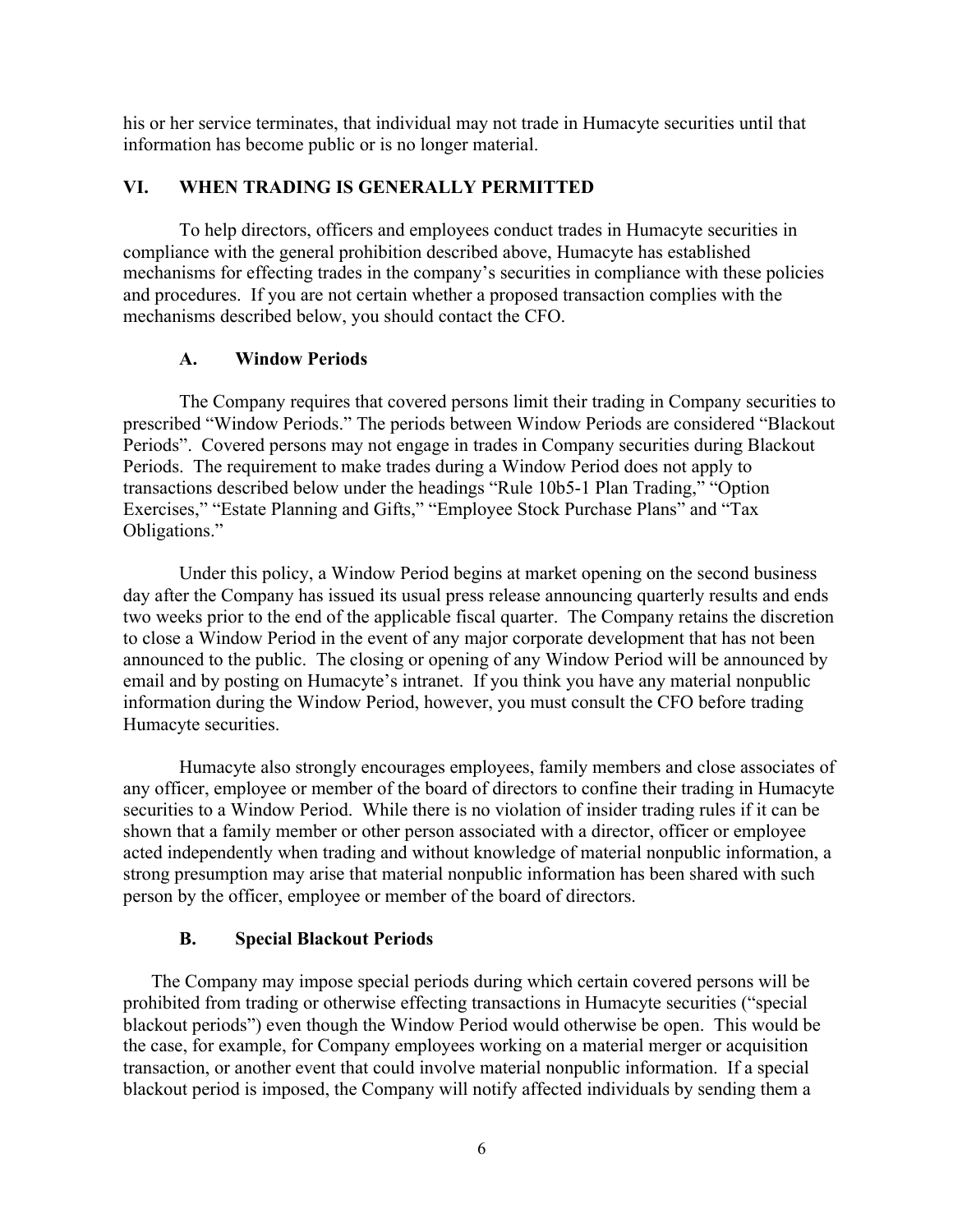his or her service terminates, that individual may not trade in Humacyte securities until that information has become public or is no longer material.

## VI. WHEN TRADING IS GENERALLY PERMITTED

To help directors, officers and employees conduct trades in Humacyte securities in compliance with the general prohibition described above, Humacyte has established mechanisms for effecting trades in the company's securities in compliance with these policies and procedures. If you are not certain whether a proposed transaction complies with the mechanisms described below, you should contact the CFO.

### A. Window Periods

The Company requires that covered persons limit their trading in Company securities to prescribed "Window Periods." The periods between Window Periods are considered "Blackout Periods". Covered persons may not engage in trades in Company securities during Blackout Periods. The requirement to make trades during a Window Period does not apply to transactions described below under the headings "Rule 10b5-1 Plan Trading," "Option Exercises," "Estate Planning and Gifts," "Employee Stock Purchase Plans" and "Tax Obligations."

Under this policy, a Window Period begins at market opening on the second business day after the Company has issued its usual press release announcing quarterly results and ends two weeks prior to the end of the applicable fiscal quarter. The Company retains the discretion to close a Window Period in the event of any major corporate development that has not been announced to the public. The closing or opening of any Window Period will be announced by email and by posting on Humacyte's intranet. If you think you have any material nonpublic information during the Window Period, however, you must consult the CFO before trading Humacyte securities.

Humacyte also strongly encourages employees, family members and close associates of any officer, employee or member of the board of directors to confine their trading in Humacyte securities to a Window Period. While there is no violation of insider trading rules if it can be shown that a family member or other person associated with a director, officer or employee acted independently when trading and without knowledge of material nonpublic information, a strong presumption may arise that material nonpublic information has been shared with such person by the officer, employee or member of the board of directors.

### B. Special Blackout Periods

The Company may impose special periods during which certain covered persons will be prohibited from trading or otherwise effecting transactions in Humacyte securities ("special blackout periods") even though the Window Period would otherwise be open. This would be the case, for example, for Company employees working on a material merger or acquisition transaction, or another event that could involve material nonpublic information. If a special blackout period is imposed, the Company will notify affected individuals by sending them a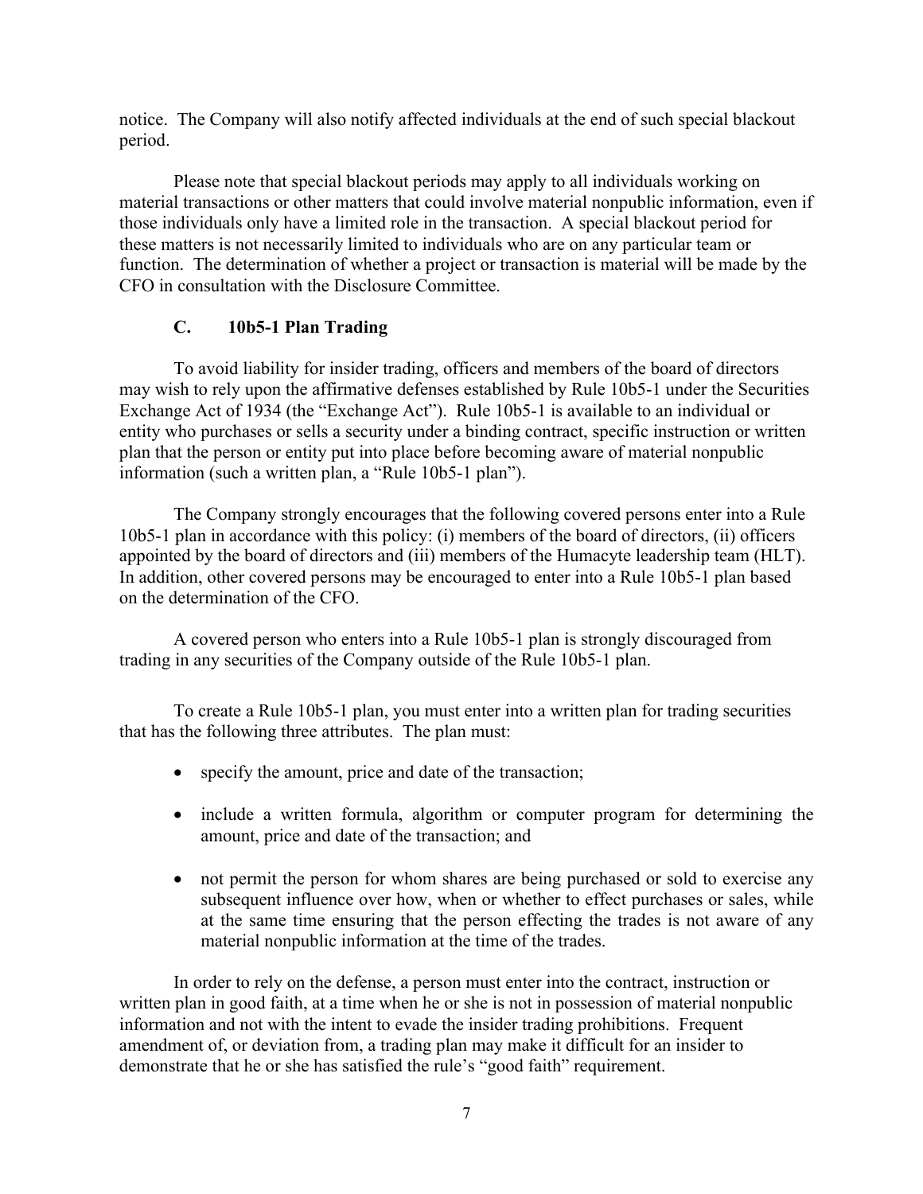notice. The Company will also notify affected individuals at the end of such special blackout period.

Please note that special blackout periods may apply to all individuals working on material transactions or other matters that could involve material nonpublic information, even if those individuals only have a limited role in the transaction. A special blackout period for these matters is not necessarily limited to individuals who are on any particular team or function. The determination of whether a project or transaction is material will be made by the CFO in consultation with the Disclosure Committee.

### C. 10b5-1 Plan Trading

To avoid liability for insider trading, officers and members of the board of directors may wish to rely upon the affirmative defenses established by Rule 10b5-1 under the Securities Exchange Act of 1934 (the "Exchange Act"). Rule 10b5-1 is available to an individual or entity who purchases or sells a security under a binding contract, specific instruction or written plan that the person or entity put into place before becoming aware of material nonpublic information (such a written plan, a "Rule 10b5-1 plan").

The Company strongly encourages that the following covered persons enter into a Rule 10b5-1 plan in accordance with this policy: (i) members of the board of directors, (ii) officers appointed by the board of directors and (iii) members of the Humacyte leadership team (HLT). In addition, other covered persons may be encouraged to enter into a Rule 10b5-1 plan based on the determination of the CFO.

A covered person who enters into a Rule 10b5-1 plan is strongly discouraged from trading in any securities of the Company outside of the Rule 10b5-1 plan.

To create a Rule 10b5-1 plan, you must enter into a written plan for trading securities that has the following three attributes. The plan must:

- specify the amount, price and date of the transaction;
- include a written formula, algorithm or computer program for determining the amount, price and date of the transaction; and
- not permit the person for whom shares are being purchased or sold to exercise any subsequent influence over how, when or whether to effect purchases or sales, while at the same time ensuring that the person effecting the trades is not aware of any material nonpublic information at the time of the trades.

In order to rely on the defense, a person must enter into the contract, instruction or written plan in good faith, at a time when he or she is not in possession of material nonpublic information and not with the intent to evade the insider trading prohibitions. Frequent amendment of, or deviation from, a trading plan may make it difficult for an insider to demonstrate that he or she has satisfied the rule's "good faith" requirement.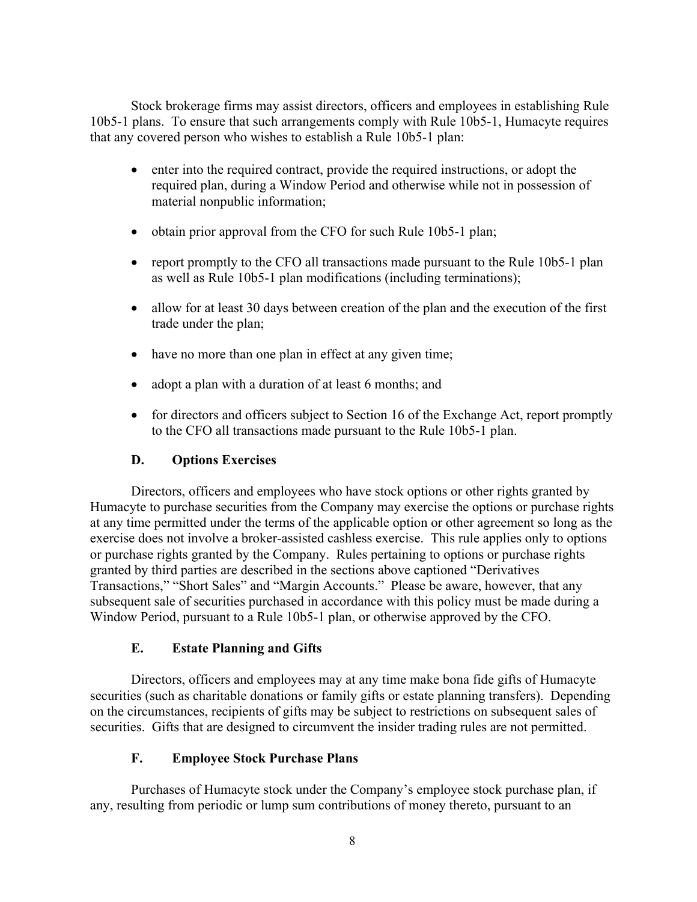Stock brokerage firms may assist directors, officers and employees in establishing Rule 10b5-1 plans. To ensure that such arrangements comply with Rule 10b5-1, Humacyte requires that any covered person who wishes to establish a Rule 10b5-1 plan:

- enter into the required contract, provide the required instructions, or adopt the required plan, during a Window Period and otherwise while not in possession of material nonpublic information;
- obtain prior approval from the CFO for such Rule 10b5-1 plan;
- report promptly to the CFO all transactions made pursuant to the Rule 10b5-1 plan as well as Rule 10b5-1 plan modifications (including terminations);
- allow for at least 30 days between creation of the plan and the execution of the first trade under the plan;
- have no more than one plan in effect at any given time;
- adopt a plan with a duration of at least 6 months; and
- for directors and officers subject to Section 16 of the Exchange Act, report promptly to the CFO all transactions made pursuant to the Rule 10b5-1 plan.

### D. Options Exercises

Directors, officers and employees who have stock options or other rights granted by Humacyte to purchase securities from the Company may exercise the options or purchase rights at any time permitted under the terms of the applicable option or other agreement so long as the exercise does not involve a broker-assisted cashless exercise. This rule applies only to options or purchase rights granted by the Company. Rules pertaining to options or purchase rights granted by third parties are described in the sections above captioned "Derivatives Transactions," "Short Sales" and "Margin Accounts." Please be aware, however, that any subsequent sale of securities purchased in accordance with this policy must be made during a Window Period, pursuant to a Rule 10b5-1 plan, or otherwise approved by the CFO.

### E. Estate Planning and Gifts

Directors, officers and employees may at any time make bona fide gifts of Humacyte securities (such as charitable donations or family gifts or estate planning transfers). Depending on the circumstances, recipients of gifts may be subject to restrictions on subsequent sales of securities. Gifts that are designed to circumvent the insider trading rules are not permitted.

### F. Employee Stock Purchase Plans

Purchases of Humacyte stock under the Company's employee stock purchase plan, if any, resulting from periodic or lump sum contributions of money thereto, pursuant to an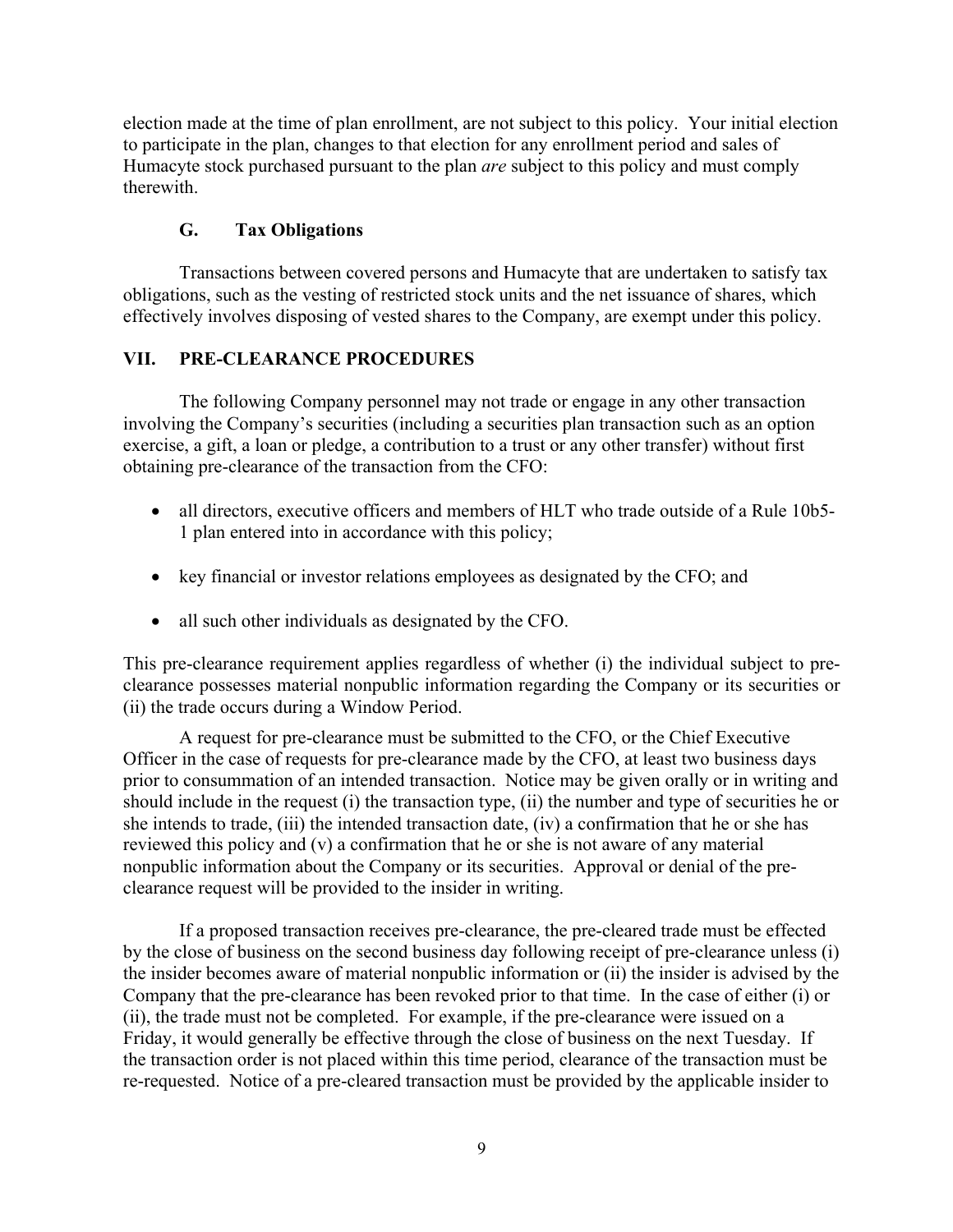election made at the time of plan enrollment, are not subject to this policy. Your initial election to participate in the plan, changes to that election for any enrollment period and sales of Humacyte stock purchased pursuant to the plan *are* subject to this policy and must comply therewith.

### G. Tax Obligations

Transactions between covered persons and Humacyte that are undertaken to satisfy tax obligations, such as the vesting of restricted stock units and the net issuance of shares, which effectively involves disposing of vested shares to the Company, are exempt under this policy.

## VII. PRE-CLEARANCE PROCEDURES

The following Company personnel may not trade or engage in any other transaction involving the Company's securities (including a securities plan transaction such as an option exercise, a gift, a loan or pledge, a contribution to a trust or any other transfer) without first obtaining pre-clearance of the transaction from the CFO:

- all directors, executive officers and members of HLT who trade outside of a Rule 10b5-1 plan entered into in accordance with this policy;
- key financial or investor relations employees as designated by the CFO; and
- all such other individuals as designated by the CFO.

This pre-clearance requirement applies regardless of whether (i) the individual subject to pre-clearance possesses material nonpublic information regarding the Company or its securities or (ii) the trade occurs during a Window Period.

A request for pre-clearance must be submitted to the CFO, or the Chief Executive Officer in the case of requests for pre-clearance made by the CFO, at least two business days prior to consummation of an intended transaction. Notice may be given orally or in writing and should include in the request (i) the transaction type, (ii) the number and type of securities he or she intends to trade, (iii) the intended transaction date, (iv) a confirmation that he or she has reviewed this policy and (v) a confirmation that he or she is not aware of any material nonpublic information about the Company or its securities. Approval or denial of the pre-clearance request will be provided to the insider in writing.

If a proposed transaction receives pre-clearance, the pre-cleared trade must be effected by the close of business on the second business day following receipt of pre-clearance unless (i) the insider becomes aware of material nonpublic information or (ii) the insider is advised by the Company that the pre-clearance has been revoked prior to that time. In the case of either (i) or (ii), the trade must not be completed. For example, if the pre-clearance were issued on a Friday, it would generally be effective through the close of business on the next Tuesday. If the transaction order is not placed within this time period, clearance of the transaction must be re-requested. Notice of a pre-cleared transaction must be provided by the applicable insider to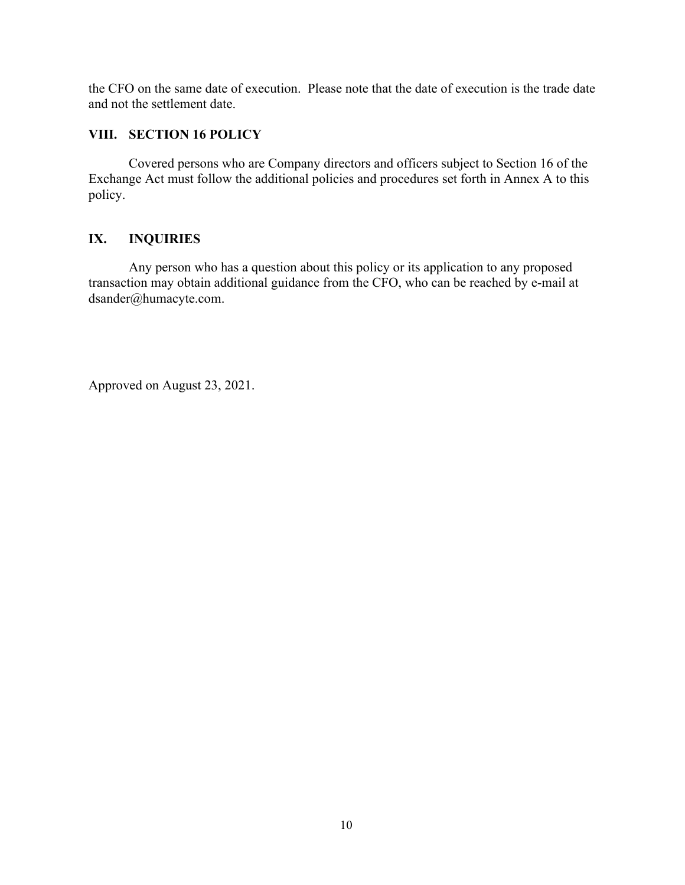the CFO on the same date of execution. Please note that the date of execution is the trade date and not the settlement date.

## VIII. SECTION 16 POLICY

Covered persons who are Company directors and officers subject to Section 16 of the Exchange Act must follow the additional policies and procedures set forth in Annex A to this policy.

## IX. INQUIRIES

Any person who has a question about this policy or its application to any proposed transaction may obtain additional guidance from the CFO, who can be reached by e-mail at dsander@humacyte.com.

Approved on August 23, 2021.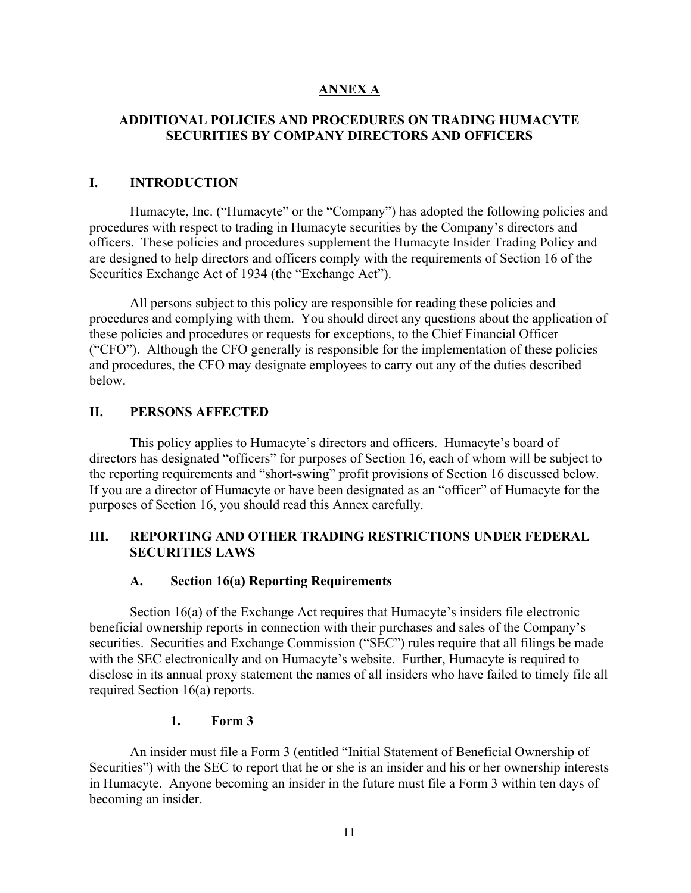# ANNEX A

## ADDITIONAL POLICIES AND PROCEDURES ON TRADING HUMACYTE SECURITIES BY COMPANY DIRECTORS AND OFFICERS

## I. INTRODUCTION

Humacyte, Inc. ("Humacyte" or the "Company") has adopted the following policies and procedures with respect to trading in Humacyte securities by the Company's directors and officers. These policies and procedures supplement the Humacyte Insider Trading Policy and are designed to help directors and officers comply with the requirements of Section 16 of the Securities Exchange Act of 1934 (the "Exchange Act").

All persons subject to this policy are responsible for reading these policies and procedures and complying with them. You should direct any questions about the application of these policies and procedures or requests for exceptions, to the Chief Financial Officer ("CFO"). Although the CFO generally is responsible for the implementation of these policies and procedures, the CFO may designate employees to carry out any of the duties described below.

## II. PERSONS AFFECTED

This policy applies to Humacyte's directors and officers. Humacyte's board of directors has designated "officers" for purposes of Section 16, each of whom will be subject to the reporting requirements and "short-swing" profit provisions of Section 16 discussed below. If you are a director of Humacyte or have been designated as an "officer" of Humacyte for the purposes of Section 16, you should read this Annex carefully.

## III. REPORTING AND OTHER TRADING RESTRICTIONS UNDER FEDERAL SECURITIES LAWS

### A. Section 16(a) Reporting Requirements

Section 16(a) of the Exchange Act requires that Humacyte's insiders file electronic beneficial ownership reports in connection with their purchases and sales of the Company's securities. Securities and Exchange Commission ("SEC") rules require that all filings be made with the SEC electronically and on Humacyte's website. Further, Humacyte is required to disclose in its annual proxy statement the names of all insiders who have failed to timely file all required Section 16(a) reports.

#### 1. Form 3

An insider must file a Form 3 (entitled "Initial Statement of Beneficial Ownership of Securities") with the SEC to report that he or she is an insider and his or her ownership interests in Humacyte. Anyone becoming an insider in the future must file a Form 3 within ten days of becoming an insider.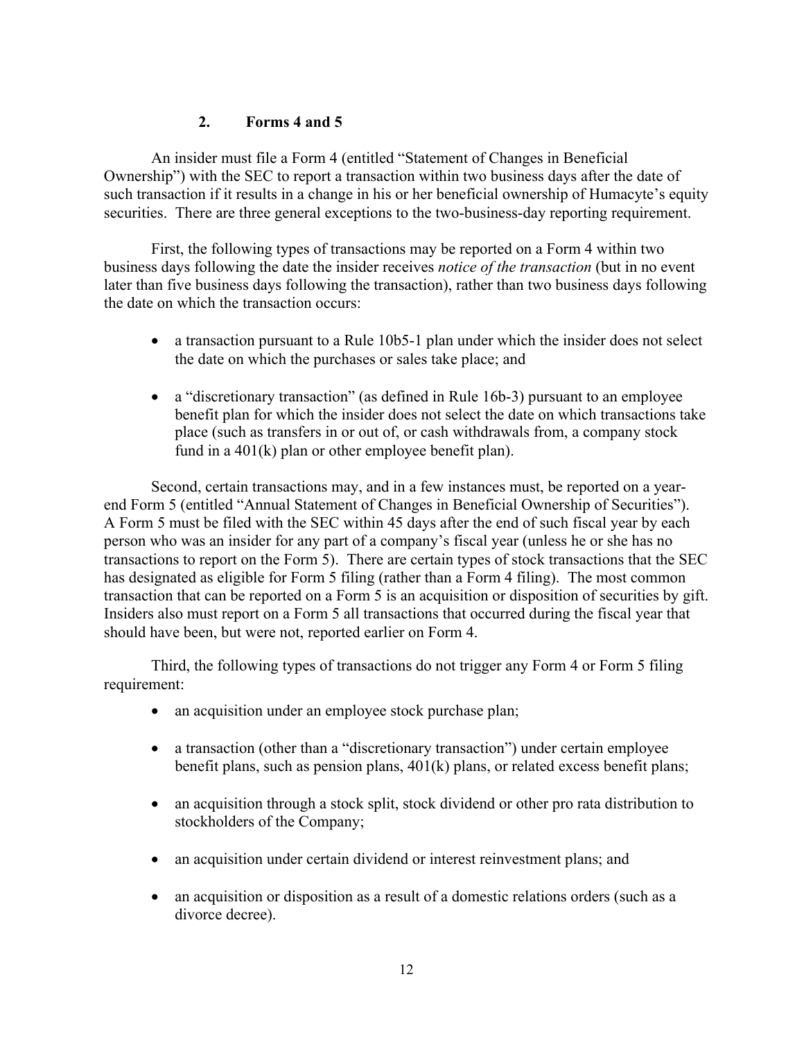### 2. Forms 4 and 5

An insider must file a Form 4 (entitled "Statement of Changes in Beneficial Ownership") with the SEC to report a transaction within two business days after the date of such transaction if it results in a change in his or her beneficial ownership of Humacyte's equity securities. There are three general exceptions to the two-business-day reporting requirement.

First, the following types of transactions may be reported on a Form 4 within two business days following the date the insider receives *notice of the transaction* (but in no event later than five business days following the transaction), rather than two business days following the date on which the transaction occurs:

- a transaction pursuant to a Rule 10b5-1 plan under which the insider does not select the date on which the purchases or sales take place; and
- a "discretionary transaction" (as defined in Rule 16b-3) pursuant to an employee benefit plan for which the insider does not select the date on which transactions take place (such as transfers in or out of, or cash withdrawals from, a company stock fund in a 401(k) plan or other employee benefit plan).

Second, certain transactions may, and in a few instances must, be reported on a year-end Form 5 (entitled "Annual Statement of Changes in Beneficial Ownership of Securities"). A Form 5 must be filed with the SEC within 45 days after the end of such fiscal year by each person who was an insider for any part of a company's fiscal year (unless he or she has no transactions to report on the Form 5). There are certain types of stock transactions that the SEC has designated as eligible for Form 5 filing (rather than a Form 4 filing). The most common transaction that can be reported on a Form 5 is an acquisition or disposition of securities by gift. Insiders also must report on a Form 5 all transactions that occurred during the fiscal year that should have been, but were not, reported earlier on Form 4.

Third, the following types of transactions do not trigger any Form 4 or Form 5 filing requirement:

- an acquisition under an employee stock purchase plan;
- a transaction (other than a "discretionary transaction") under certain employee benefit plans, such as pension plans, 401(k) plans, or related excess benefit plans;
- an acquisition through a stock split, stock dividend or other pro rata distribution to stockholders of the Company;
- an acquisition under certain dividend or interest reinvestment plans; and
- an acquisition or disposition as a result of a domestic relations orders (such as a divorce decree).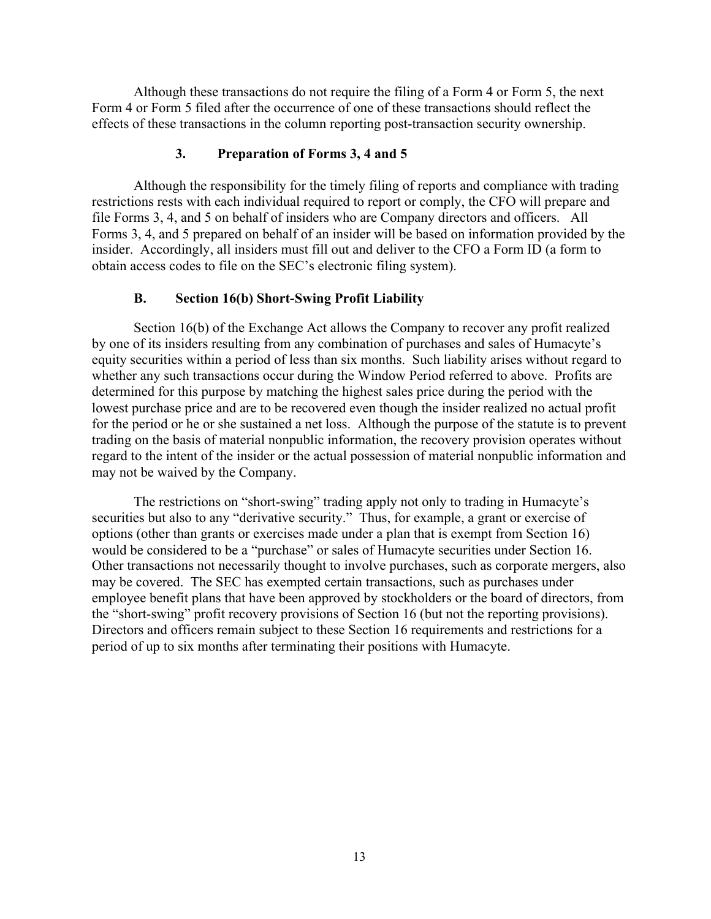Although these transactions do not require the filing of a Form 4 or Form 5, the next Form 4 or Form 5 filed after the occurrence of one of these transactions should reflect the effects of these transactions in the column reporting post-transaction security ownership.

### 3. Preparation of Forms 3, 4 and 5

Although the responsibility for the timely filing of reports and compliance with trading restrictions rests with each individual required to report or comply, the CFO will prepare and file Forms 3, 4, and 5 on behalf of insiders who are Company directors and officers. All Forms 3, 4, and 5 prepared on behalf of an insider will be based on information provided by the insider. Accordingly, all insiders must fill out and deliver to the CFO a Form ID (a form to obtain access codes to file on the SEC's electronic filing system).

## B. Section 16(b) Short-Swing Profit Liability

Section 16(b) of the Exchange Act allows the Company to recover any profit realized by one of its insiders resulting from any combination of purchases and sales of Humacyte's equity securities within a period of less than six months. Such liability arises without regard to whether any such transactions occur during the Window Period referred to above. Profits are determined for this purpose by matching the highest sales price during the period with the lowest purchase price and are to be recovered even though the insider realized no actual profit for the period or he or she sustained a net loss. Although the purpose of the statute is to prevent trading on the basis of material nonpublic information, the recovery provision operates without regard to the intent of the insider or the actual possession of material nonpublic information and may not be waived by the Company.

The restrictions on "short-swing" trading apply not only to trading in Humacyte's securities but also to any "derivative security." Thus, for example, a grant or exercise of options (other than grants or exercises made under a plan that is exempt from Section 16) would be considered to be a "purchase" or sales of Humacyte securities under Section 16. Other transactions not necessarily thought to involve purchases, such as corporate mergers, also may be covered. The SEC has exempted certain transactions, such as purchases under employee benefit plans that have been approved by stockholders or the board of directors, from the "short-swing" profit recovery provisions of Section 16 (but not the reporting provisions). Directors and officers remain subject to these Section 16 requirements and restrictions for a period of up to six months after terminating their positions with Humacyte.